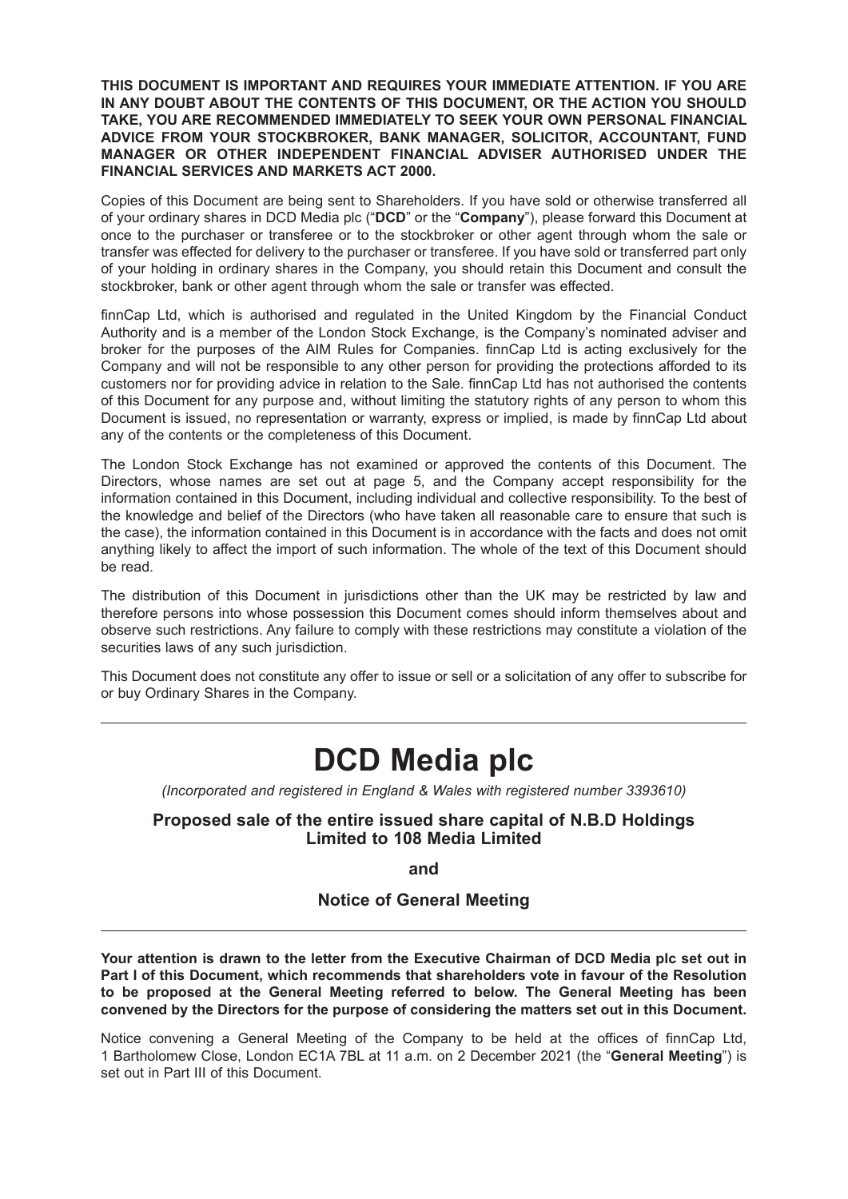**THIS DOCUMENT IS IMPORTANT AND REQUIRES YOUR IMMEDIATE ATTENTION. IF YOU ARE IN ANY DOUBT ABOUT THE CONTENTS OF THIS DOCUMENT, OR THE ACTION YOU SHOULD TAKE, YOU ARE RECOMMENDED IMMEDIATELY TO SEEK YOUR OWN PERSONAL FINANCIAL ADVICE FROM YOUR STOCKBROKER, BANK MANAGER, SOLICITOR, ACCOUNTANT, FUND MANAGER OR OTHER INDEPENDENT FINANCIAL ADVISER AUTHORISED UNDER THE FINANCIAL SERVICES AND MARKETS ACT 2000.**

Copies of this Document are being sent to Shareholders. If you have sold or otherwise transferred all of your ordinary shares in DCD Media plc ("**DCD**" or the "**Company**"), please forward this Document at once to the purchaser or transferee or to the stockbroker or other agent through whom the sale or transfer was effected for delivery to the purchaser or transferee. If you have sold or transferred part only of your holding in ordinary shares in the Company, you should retain this Document and consult the stockbroker, bank or other agent through whom the sale or transfer was effected.

finnCap Ltd, which is authorised and regulated in the United Kingdom by the Financial Conduct Authority and is a member of the London Stock Exchange, is the Company's nominated adviser and broker for the purposes of the AIM Rules for Companies. finnCap Ltd is acting exclusively for the Company and will not be responsible to any other person for providing the protections afforded to its customers nor for providing advice in relation to the Sale. finnCap Ltd has not authorised the contents of this Document for any purpose and, without limiting the statutory rights of any person to whom this Document is issued, no representation or warranty, express or implied, is made by finnCap Ltd about any of the contents or the completeness of this Document.

The London Stock Exchange has not examined or approved the contents of this Document. The Directors, whose names are set out at page 5, and the Company accept responsibility for the information contained in this Document, including individual and collective responsibility. To the best of the knowledge and belief of the Directors (who have taken all reasonable care to ensure that such is the case), the information contained in this Document is in accordance with the facts and does not omit anything likely to affect the import of such information. The whole of the text of this Document should be read.

The distribution of this Document in jurisdictions other than the UK may be restricted by law and therefore persons into whose possession this Document comes should inform themselves about and observe such restrictions. Any failure to comply with these restrictions may constitute a violation of the securities laws of any such jurisdiction.

This Document does not constitute any offer to issue or sell or a solicitation of any offer to subscribe for or buy Ordinary Shares in the Company.

---

# DCD Media plc

*(Incorporated and registered in England & Wales with registered number 3393610)*

## Proposed sale of the entire issued share capital of N.B.D Holdings Limited to 108 Media Limited

**and**

## Notice of General Meeting

---

**Your attention is drawn to the letter from the Executive Chairman of DCD Media plc set out in Part I of this Document, which recommends that shareholders vote in favour of the Resolution to be proposed at the General Meeting referred to below. The General Meeting has been convened by the Directors for the purpose of considering the matters set out in this Document.**

Notice convening a General Meeting of the Company to be held at the offices of finnCap Ltd, 1 Bartholomew Close, London EC1A 7BL at 11 a.m. on 2 December 2021 (the "**General Meeting**") is set out in Part III of this Document.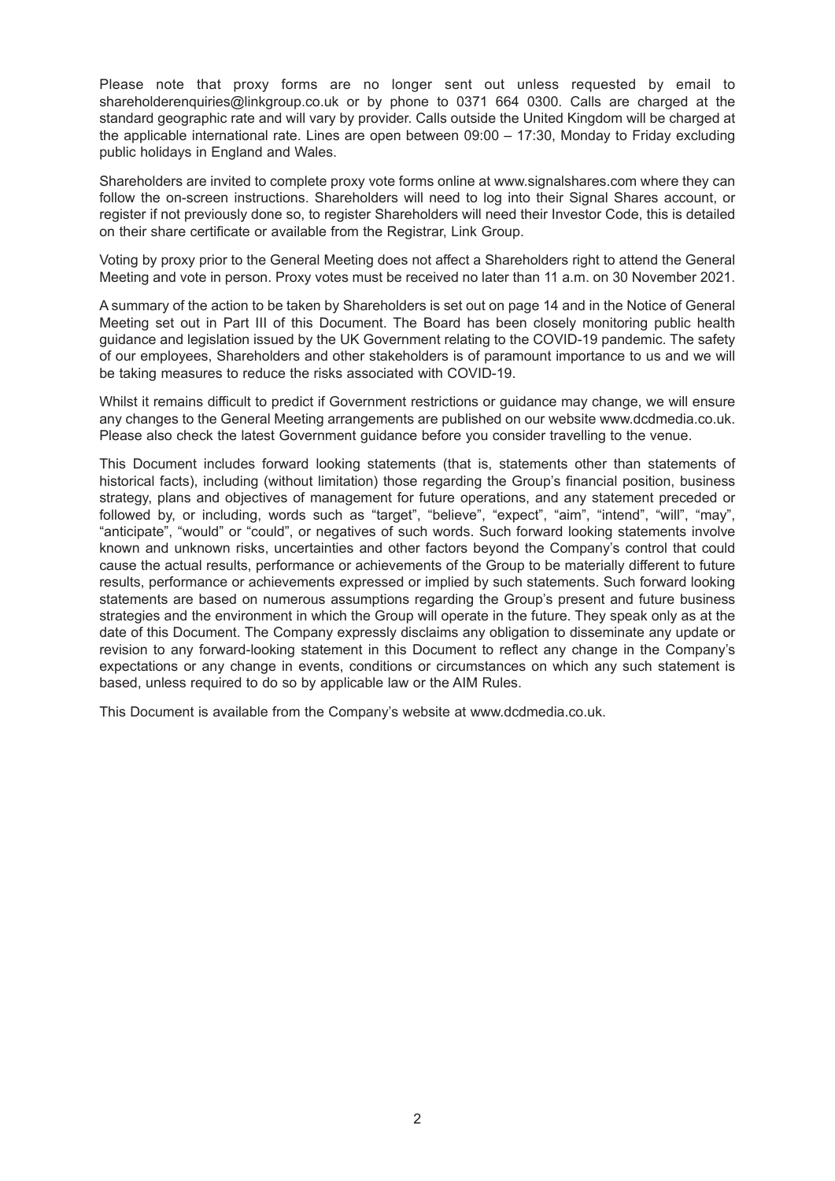Please note that proxy forms are no longer sent out unless requested by email to shareholderenquiries@linkgroup.co.uk or by phone to 0371 664 0300. Calls are charged at the standard geographic rate and will vary by provider. Calls outside the United Kingdom will be charged at the applicable international rate. Lines are open between 09:00 – 17:30, Monday to Friday excluding public holidays in England and Wales.

Shareholders are invited to complete proxy vote forms online at www.signalshares.com where they can follow the on-screen instructions. Shareholders will need to log into their Signal Shares account, or register if not previously done so, to register Shareholders will need their Investor Code, this is detailed on their share certificate or available from the Registrar, Link Group.

Voting by proxy prior to the General Meeting does not affect a Shareholders right to attend the General Meeting and vote in person. Proxy votes must be received no later than 11 a.m. on 30 November 2021.

A summary of the action to be taken by Shareholders is set out on page 14 and in the Notice of General Meeting set out in Part III of this Document. The Board has been closely monitoring public health guidance and legislation issued by the UK Government relating to the COVID-19 pandemic. The safety of our employees, Shareholders and other stakeholders is of paramount importance to us and we will be taking measures to reduce the risks associated with COVID-19.

Whilst it remains difficult to predict if Government restrictions or guidance may change, we will ensure any changes to the General Meeting arrangements are published on our website www.dcdmedia.co.uk. Please also check the latest Government guidance before you consider travelling to the venue.

This Document includes forward looking statements (that is, statements other than statements of historical facts), including (without limitation) those regarding the Group's financial position, business strategy, plans and objectives of management for future operations, and any statement preceded or followed by, or including, words such as "target", "believe", "expect", "aim", "intend", "will", "may", "anticipate", "would" or "could", or negatives of such words. Such forward looking statements involve known and unknown risks, uncertainties and other factors beyond the Company's control that could cause the actual results, performance or achievements of the Group to be materially different to future results, performance or achievements expressed or implied by such statements. Such forward looking statements are based on numerous assumptions regarding the Group's present and future business strategies and the environment in which the Group will operate in the future. They speak only as at the date of this Document. The Company expressly disclaims any obligation to disseminate any update or revision to any forward-looking statement in this Document to reflect any change in the Company's expectations or any change in events, conditions or circumstances on which any such statement is based, unless required to do so by applicable law or the AIM Rules.

This Document is available from the Company's website at www.dcdmedia.co.uk.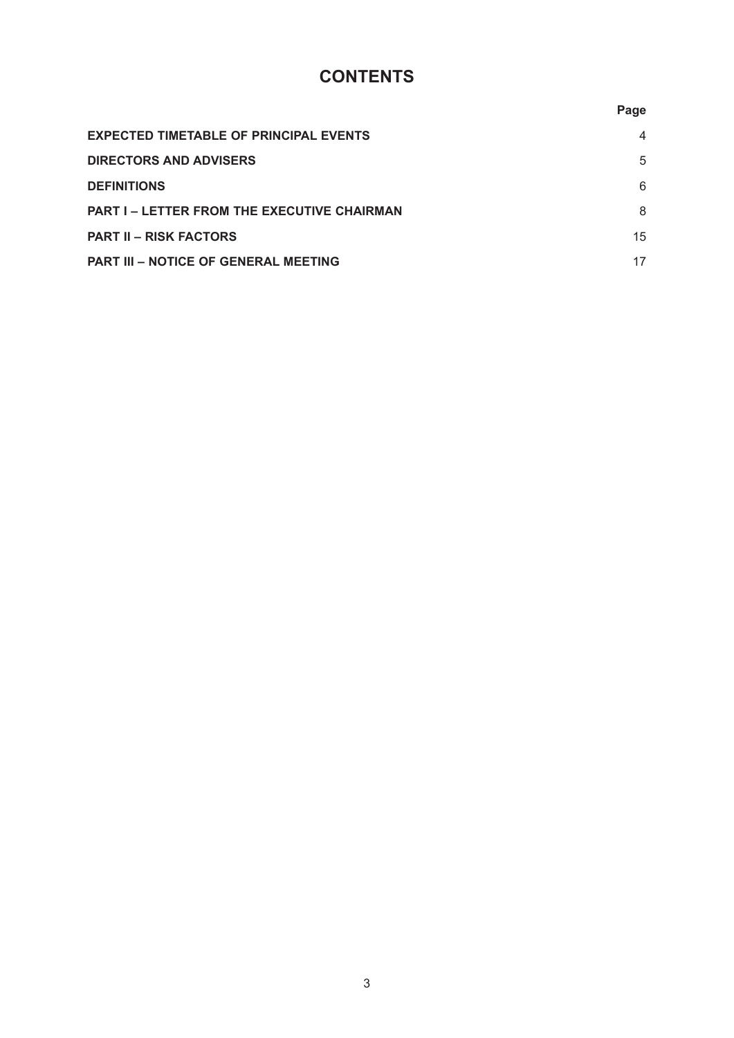# CONTENTS

| | Page |
|---|---|
| **EXPECTED TIMETABLE OF PRINCIPAL EVENTS** | 4 |
| **DIRECTORS AND ADVISERS** | 5 |
| **DEFINITIONS** | 6 |
| **PART I – LETTER FROM THE EXECUTIVE CHAIRMAN** | 8 |
| **PART II – RISK FACTORS** | 15 |
| **PART III – NOTICE OF GENERAL MEETING** | 17 |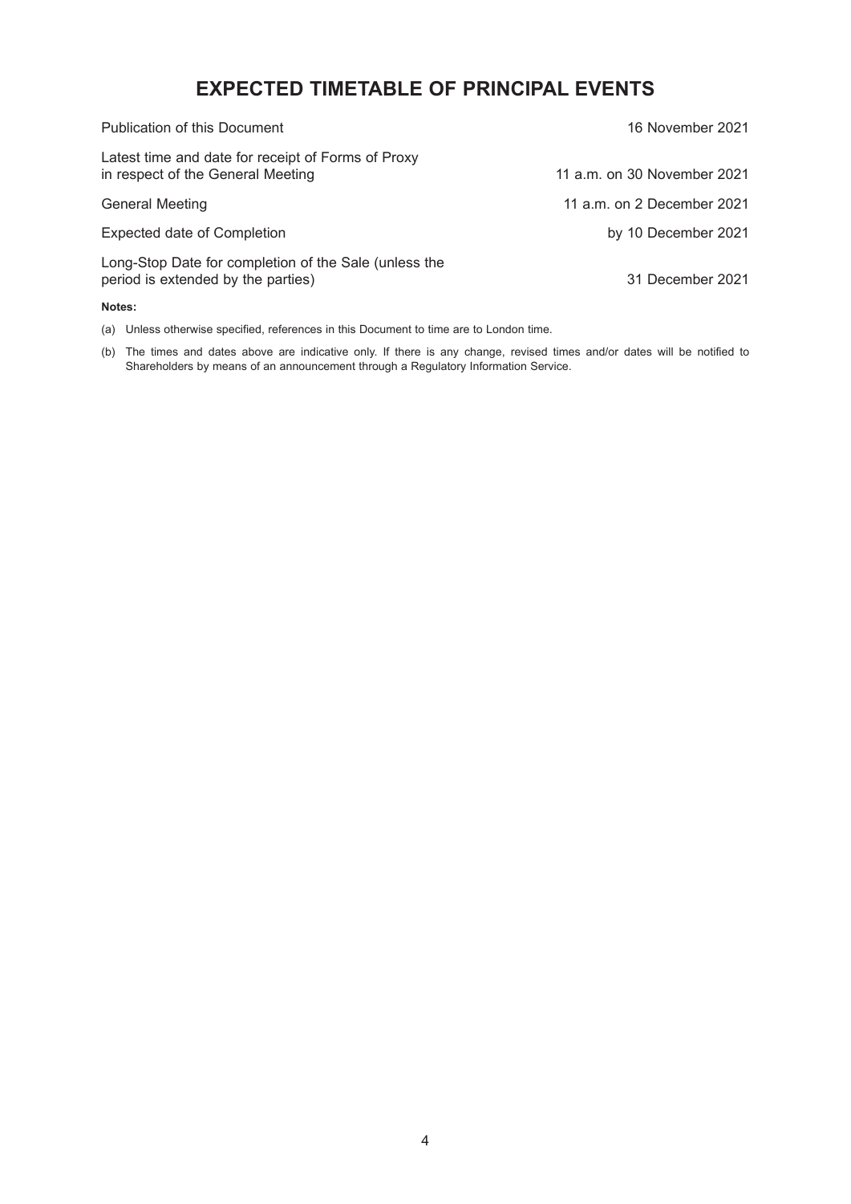# EXPECTED TIMETABLE OF PRINCIPAL EVENTS

| | |
|---|---|
| Publication of this Document | 16 November 2021 |
| Latest time and date for receipt of Forms of Proxy in respect of the General Meeting | 11 a.m. on 30 November 2021 |
| General Meeting | 11 a.m. on 2 December 2021 |
| Expected date of Completion | by 10 December 2021 |
| Long-Stop Date for completion of the Sale (unless the period is extended by the parties) | 31 December 2021 |

**Notes:**

(a) Unless otherwise specified, references in this Document to time are to London time.

(b) The times and dates above are indicative only. If there is any change, revised times and/or dates will be notified to Shareholders by means of an announcement through a Regulatory Information Service.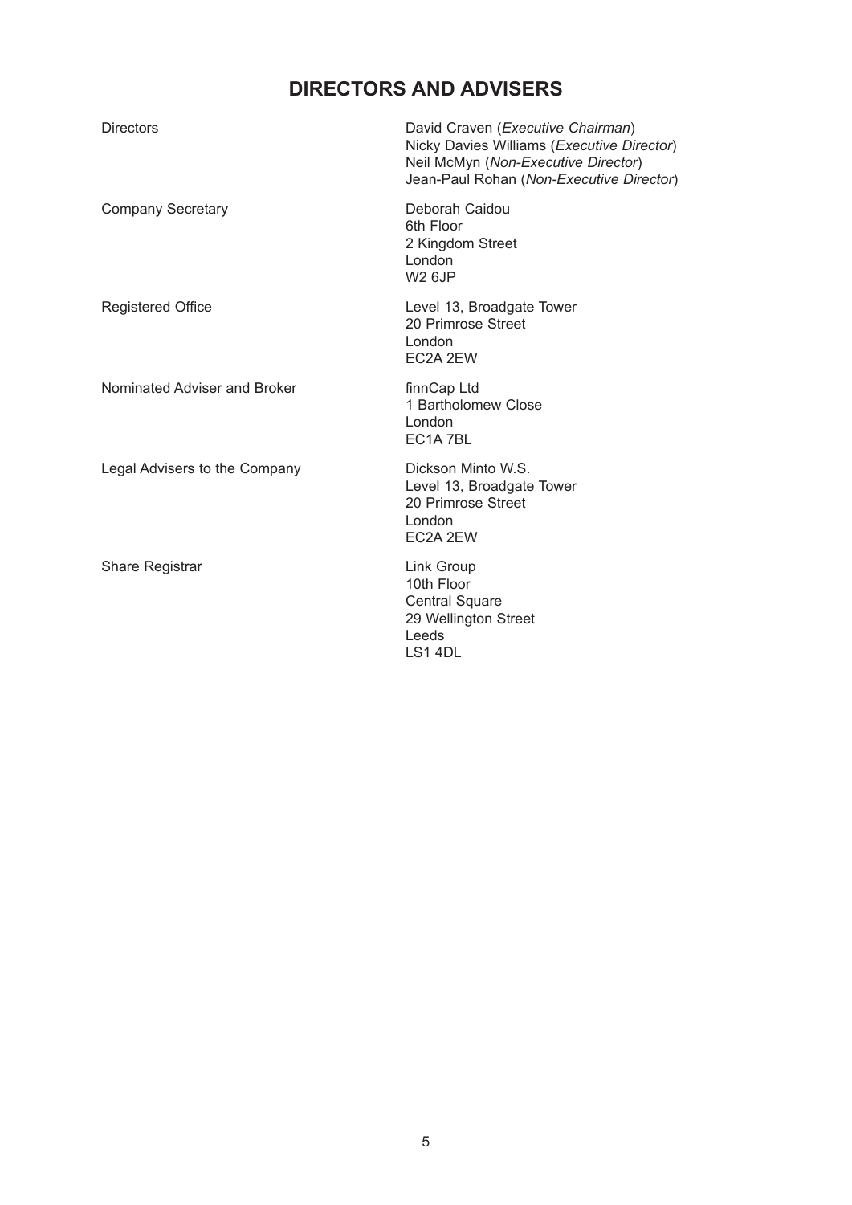# DIRECTORS AND ADVISERS

| | |
|---|---|
| Directors | David Craven (*Executive Chairman*)<br>Nicky Davies Williams (*Executive Director*)<br>Neil McMyn (*Non-Executive Director*)<br>Jean-Paul Rohan (*Non-Executive Director*) |
| Company Secretary | Deborah Caidou<br>6th Floor<br>2 Kingdom Street<br>London<br>W2 6JP |
| Registered Office | Level 13, Broadgate Tower<br>20 Primrose Street<br>London<br>EC2A 2EW |
| Nominated Adviser and Broker | finnCap Ltd<br>1 Bartholomew Close<br>London<br>EC1A 7BL |
| Legal Advisers to the Company | Dickson Minto W.S.<br>Level 13, Broadgate Tower<br>20 Primrose Street<br>London<br>EC2A 2EW |
| Share Registrar | Link Group<br>10th Floor<br>Central Square<br>29 Wellington Street<br>Leeds<br>LS1 4DL |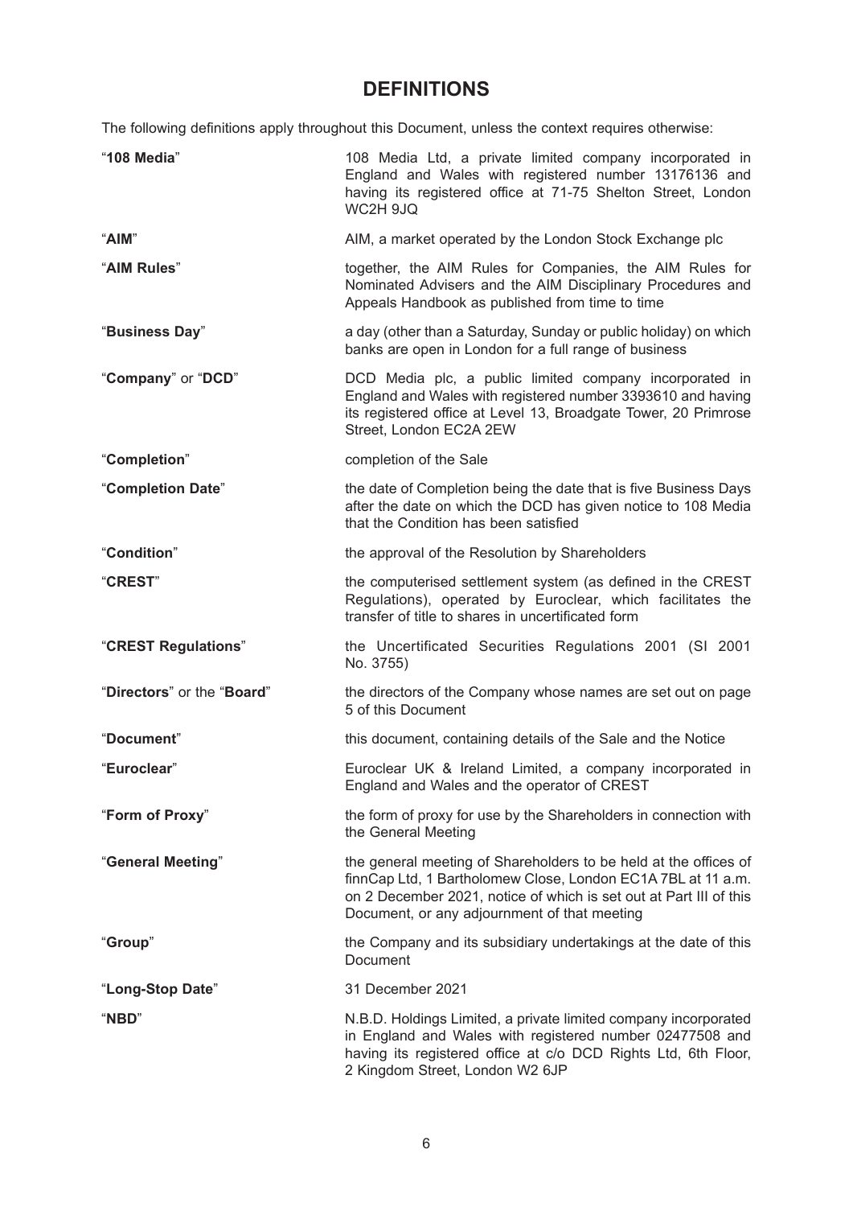# DEFINITIONS

The following definitions apply throughout this Document, unless the context requires otherwise:

| | |
|---|---|
| "**108 Media**" | 108 Media Ltd, a private limited company incorporated in England and Wales with registered number 13176136 and having its registered office at 71-75 Shelton Street, London WC2H 9JQ |
| "**AIM**" | AIM, a market operated by the London Stock Exchange plc |
| "**AIM Rules**" | together, the AIM Rules for Companies, the AIM Rules for Nominated Advisers and the AIM Disciplinary Procedures and Appeals Handbook as published from time to time |
| "**Business Day**" | a day (other than a Saturday, Sunday or public holiday) on which banks are open in London for a full range of business |
| "**Company**" or "**DCD**" | DCD Media plc, a public limited company incorporated in England and Wales with registered number 3393610 and having its registered office at Level 13, Broadgate Tower, 20 Primrose Street, London EC2A 2EW |
| "**Completion**" | completion of the Sale |
| "**Completion Date**" | the date of Completion being the date that is five Business Days after the date on which the DCD has given notice to 108 Media that the Condition has been satisfied |
| "**Condition**" | the approval of the Resolution by Shareholders |
| "**CREST**" | the computerised settlement system (as defined in the CREST Regulations), operated by Euroclear, which facilitates the transfer of title to shares in uncertificated form |
| "**CREST Regulations**" | the Uncertificated Securities Regulations 2001 (SI 2001 No. 3755) |
| "**Directors**" or the "**Board**" | the directors of the Company whose names are set out on page 5 of this Document |
| "**Document**" | this document, containing details of the Sale and the Notice |
| "**Euroclear**" | Euroclear UK & Ireland Limited, a company incorporated in England and Wales and the operator of CREST |
| "**Form of Proxy**" | the form of proxy for use by the Shareholders in connection with the General Meeting |
| "**General Meeting**" | the general meeting of Shareholders to be held at the offices of finnCap Ltd, 1 Bartholomew Close, London EC1A 7BL at 11 a.m. on 2 December 2021, notice of which is set out at Part III of this Document, or any adjournment of that meeting |
| "**Group**" | the Company and its subsidiary undertakings at the date of this Document |
| "**Long-Stop Date**" | 31 December 2021 |
| "**NBD**" | N.B.D. Holdings Limited, a private limited company incorporated in England and Wales with registered number 02477508 and having its registered office at c/o DCD Rights Ltd, 6th Floor, 2 Kingdom Street, London W2 6JP |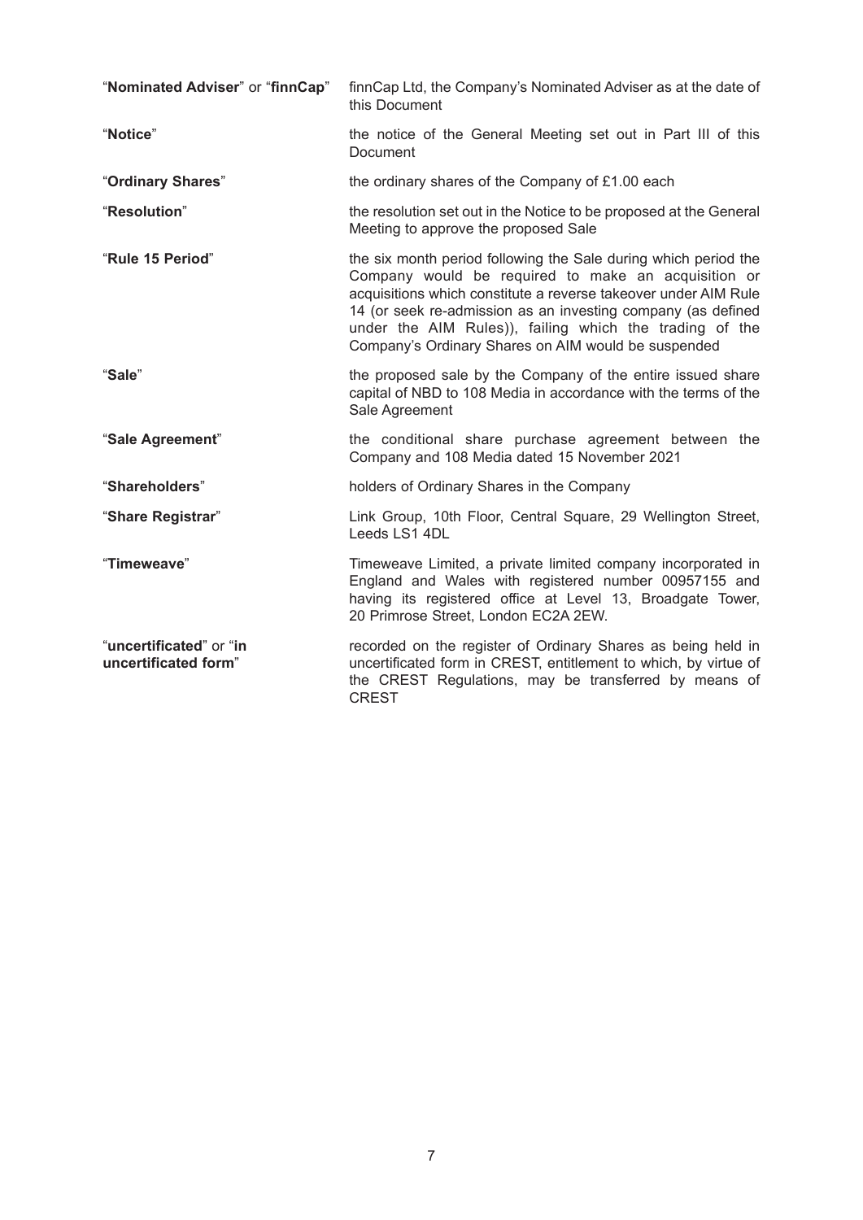| | |
|---|---|
| "**Nominated Adviser**" or "**finnCap**" | finnCap Ltd, the Company's Nominated Adviser as at the date of this Document |
| "**Notice**" | the notice of the General Meeting set out in Part III of this Document |
| "**Ordinary Shares**" | the ordinary shares of the Company of £1.00 each |
| "**Resolution**" | the resolution set out in the Notice to be proposed at the General Meeting to approve the proposed Sale |
| "**Rule 15 Period**" | the six month period following the Sale during which period the Company would be required to make an acquisition or acquisitions which constitute a reverse takeover under AIM Rule 14 (or seek re-admission as an investing company (as defined under the AIM Rules)), failing which the trading of the Company's Ordinary Shares on AIM would be suspended |
| "**Sale**" | the proposed sale by the Company of the entire issued share capital of NBD to 108 Media in accordance with the terms of the Sale Agreement |
| "**Sale Agreement**" | the conditional share purchase agreement between the Company and 108 Media dated 15 November 2021 |
| "**Shareholders**" | holders of Ordinary Shares in the Company |
| "**Share Registrar**" | Link Group, 10th Floor, Central Square, 29 Wellington Street, Leeds LS1 4DL |
| "**Timeweave**" | Timeweave Limited, a private limited company incorporated in England and Wales with registered number 00957155 and having its registered office at Level 13, Broadgate Tower, 20 Primrose Street, London EC2A 2EW. |
| "**uncertificated**" or "**in uncertificated form**" | recorded on the register of Ordinary Shares as being held in uncertificated form in CREST, entitlement to which, by virtue of the CREST Regulations, may be transferred by means of CREST |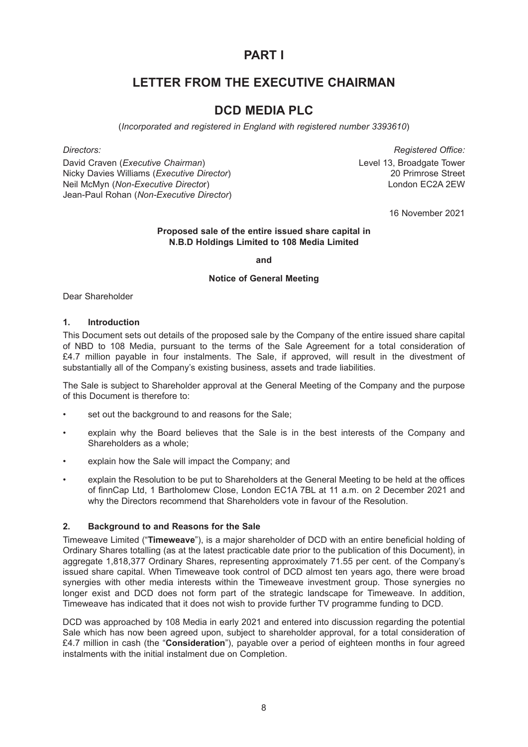# PART I

# LETTER FROM THE EXECUTIVE CHAIRMAN

# DCD MEDIA PLC

(*Incorporated and registered in England with registered number 3393610*)

*Directors:*

David Craven (*Executive Chairman*)
Nicky Davies Williams (*Executive Director*)
Neil McMyn (*Non-Executive Director*)
Jean-Paul Rohan (*Non-Executive Director*)

*Registered Office:*

Level 13, Broadgate Tower
20 Primrose Street
London EC2A 2EW

16 November 2021

**Proposed sale of the entire issued share capital in N.B.D Holdings Limited to 108 Media Limited**

**and**

**Notice of General Meeting**

Dear Shareholder

## 1. Introduction

This Document sets out details of the proposed sale by the Company of the entire issued share capital of NBD to 108 Media, pursuant to the terms of the Sale Agreement for a total consideration of £4.7 million payable in four instalments. The Sale, if approved, will result in the divestment of substantially all of the Company's existing business, assets and trade liabilities.

The Sale is subject to Shareholder approval at the General Meeting of the Company and the purpose of this Document is therefore to:

- set out the background to and reasons for the Sale;
- explain why the Board believes that the Sale is in the best interests of the Company and Shareholders as a whole;
- explain how the Sale will impact the Company; and
- explain the Resolution to be put to Shareholders at the General Meeting to be held at the offices of finnCap Ltd, 1 Bartholomew Close, London EC1A 7BL at 11 a.m. on 2 December 2021 and why the Directors recommend that Shareholders vote in favour of the Resolution.

## 2. Background to and Reasons for the Sale

Timeweave Limited ("**Timeweave**"), is a major shareholder of DCD with an entire beneficial holding of Ordinary Shares totalling (as at the latest practicable date prior to the publication of this Document), in aggregate 1,818,377 Ordinary Shares, representing approximately 71.55 per cent. of the Company's issued share capital. When Timeweave took control of DCD almost ten years ago, there were broad synergies with other media interests within the Timeweave investment group. Those synergies no longer exist and DCD does not form part of the strategic landscape for Timeweave. In addition, Timeweave has indicated that it does not wish to provide further TV programme funding to DCD.

DCD was approached by 108 Media in early 2021 and entered into discussion regarding the potential Sale which has now been agreed upon, subject to shareholder approval, for a total consideration of £4.7 million in cash (the "**Consideration**"), payable over a period of eighteen months in four agreed instalments with the initial instalment due on Completion.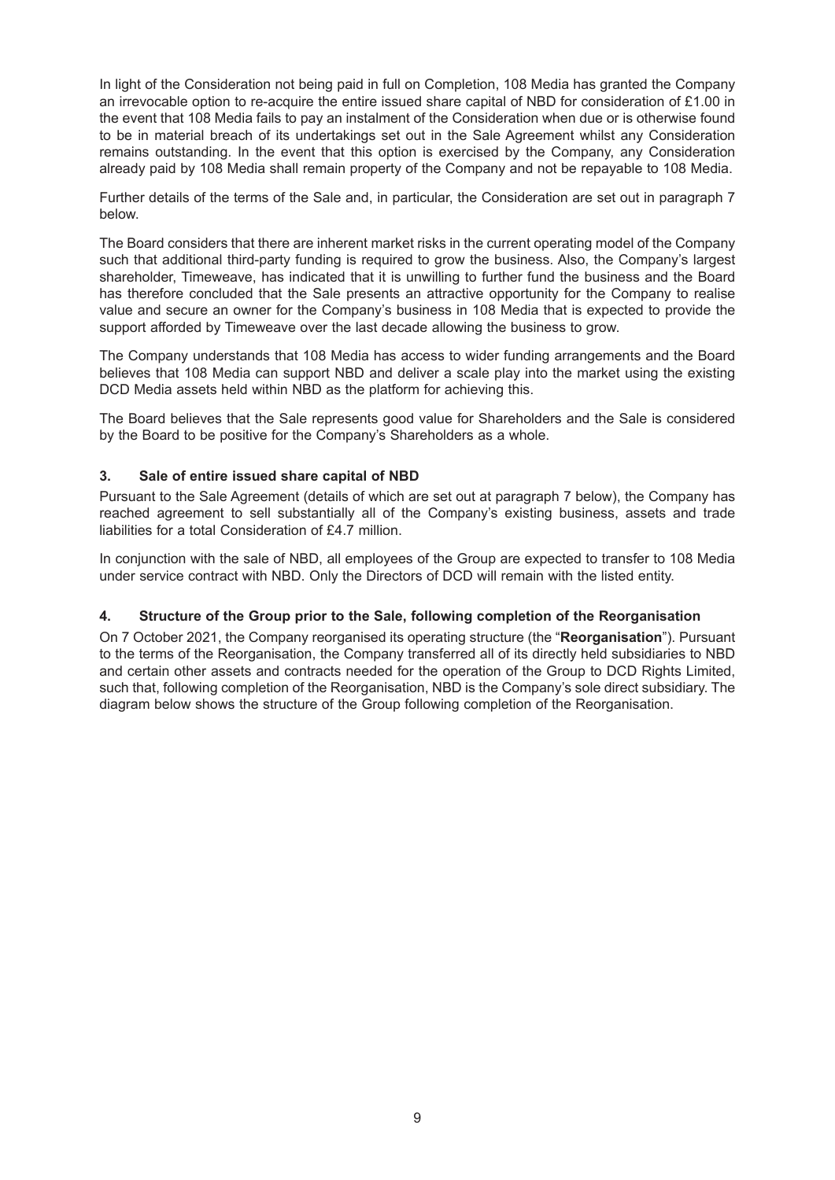In light of the Consideration not being paid in full on Completion, 108 Media has granted the Company an irrevocable option to re-acquire the entire issued share capital of NBD for consideration of £1.00 in the event that 108 Media fails to pay an instalment of the Consideration when due or is otherwise found to be in material breach of its undertakings set out in the Sale Agreement whilst any Consideration remains outstanding. In the event that this option is exercised by the Company, any Consideration already paid by 108 Media shall remain property of the Company and not be repayable to 108 Media.

Further details of the terms of the Sale and, in particular, the Consideration are set out in paragraph 7 below.

The Board considers that there are inherent market risks in the current operating model of the Company such that additional third-party funding is required to grow the business. Also, the Company's largest shareholder, Timeweave, has indicated that it is unwilling to further fund the business and the Board has therefore concluded that the Sale presents an attractive opportunity for the Company to realise value and secure an owner for the Company's business in 108 Media that is expected to provide the support afforded by Timeweave over the last decade allowing the business to grow.

The Company understands that 108 Media has access to wider funding arrangements and the Board believes that 108 Media can support NBD and deliver a scale play into the market using the existing DCD Media assets held within NBD as the platform for achieving this.

The Board believes that the Sale represents good value for Shareholders and the Sale is considered by the Board to be positive for the Company's Shareholders as a whole.

### 3. Sale of entire issued share capital of NBD

Pursuant to the Sale Agreement (details of which are set out at paragraph 7 below), the Company has reached agreement to sell substantially all of the Company's existing business, assets and trade liabilities for a total Consideration of £4.7 million.

In conjunction with the sale of NBD, all employees of the Group are expected to transfer to 108 Media under service contract with NBD. Only the Directors of DCD will remain with the listed entity.

### 4. Structure of the Group prior to the Sale, following completion of the Reorganisation

On 7 October 2021, the Company reorganised its operating structure (the "**Reorganisation**"). Pursuant to the terms of the Reorganisation, the Company transferred all of its directly held subsidiaries to NBD and certain other assets and contracts needed for the operation of the Group to DCD Rights Limited, such that, following completion of the Reorganisation, NBD is the Company's sole direct subsidiary. The diagram below shows the structure of the Group following completion of the Reorganisation.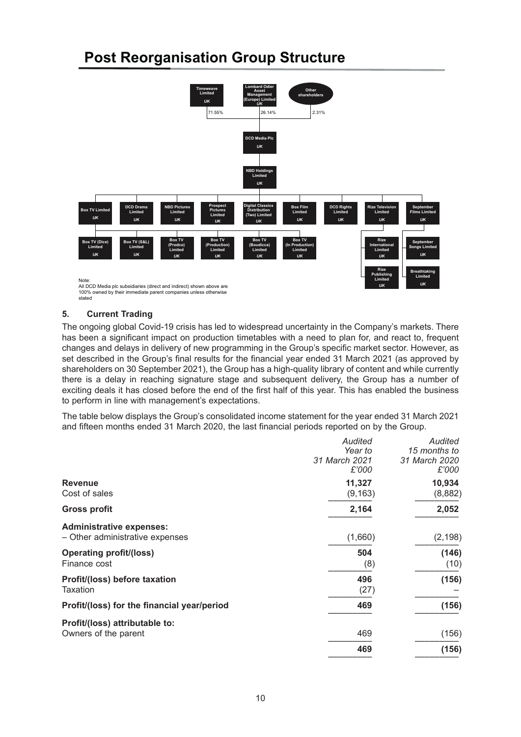# Post Reorganisation Group Structure

Timeweave Limited UK — 71.55%
Lombard Odier Asset Management (Europe) Limited UK — 26.14%
Other shareholders — 2.31%

DCD Media Plc UK

NBD Holdings Limited UK

Box TV Limited UK
DCD Drama Limited UK
NBD Pictures Limited UK
Prospect Pictures Limited UK
Digital Classics Distribution (Two) Limited UK
Box Film Limited UK
DCD Rights Limited UK
Rize Television Limited UK
September Films Limited UK

Box TV (Dice) Limited UK
Box TV (S&L) Limited UK
Box TV (Prodco) Limited UK
Box TV (Production) Limited UK
Box TV (Boudicca) Limited UK
Box TV (In Production) Limited UK

Rize International Limited UK
Rize Publishing Limited UK

September Songs Limited UK
Breathtaking Limited UK

Note:
All DCD Media plc subsidiaries (direct and indirect) shown above are 100% owned by their immediate parent companies unless otherwise stated

## 5. Current Trading

The ongoing global Covid-19 crisis has led to widespread uncertainty in the Company's markets. There has been a significant impact on production timetables with a need to plan for, and react to, frequent changes and delays in delivery of new programming in the Group's specific market sector. However, as set described in the Group's final results for the financial year ended 31 March 2021 (as approved by shareholders on 30 September 2021), the Group has a high-quality library of content and while currently there is a delay in reaching signature stage and subsequent delivery, the Group has a number of exciting deals it has closed before the end of the first half of this year. This has enabled the business to perform in line with management's expectations.

The table below displays the Group's consolidated income statement for the year ended 31 March 2021 and fifteen months ended 31 March 2020, the last financial periods reported on by the Group.

| | *Audited Year to 31 March 2021 £'000* | *Audited 15 months to 31 March 2020 £'000* |
|---|---|---|
| **Revenue** | **11,327** | **10,934** |
| Cost of sales | (9,163) | (8,882) |
| **Gross profit** | **2,164** | **2,052** |
| **Administrative expenses:** | | |
| – Other administrative expenses | (1,660) | (2,198) |
| **Operating profit/(loss)** | **504** | **(146)** |
| Finance cost | (8) | (10) |
| **Profit/(loss) before taxation** | **496** | **(156)** |
| Taxation | (27) | – |
| **Profit/(loss) for the financial year/period** | **469** | **(156)** |
| **Profit/(loss) attributable to:** | | |
| Owners of the parent | 469 | (156) |
| | **469** | **(156)** |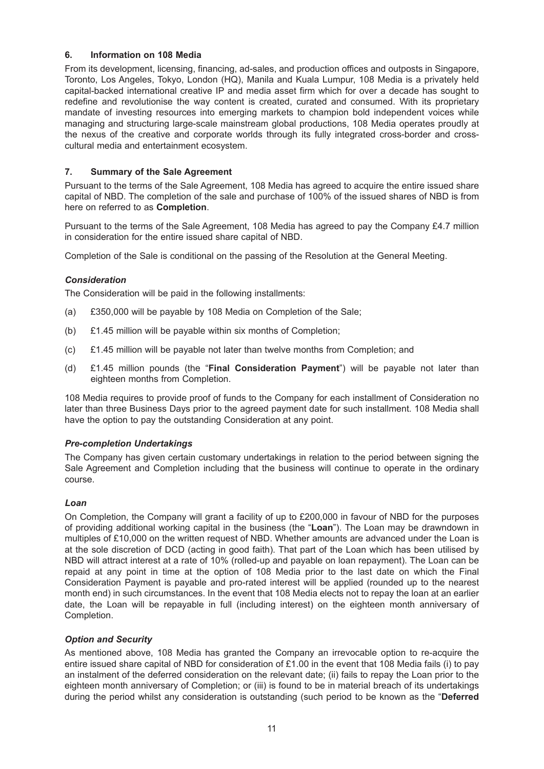## 6. Information on 108 Media

From its development, licensing, financing, ad-sales, and production offices and outposts in Singapore, Toronto, Los Angeles, Tokyo, London (HQ), Manila and Kuala Lumpur, 108 Media is a privately held capital-backed international creative IP and media asset firm which for over a decade has sought to redefine and revolutionise the way content is created, curated and consumed. With its proprietary mandate of investing resources into emerging markets to champion bold independent voices while managing and structuring large-scale mainstream global productions, 108 Media operates proudly at the nexus of the creative and corporate worlds through its fully integrated cross-border and cross-cultural media and entertainment ecosystem.

## 7. Summary of the Sale Agreement

Pursuant to the terms of the Sale Agreement, 108 Media has agreed to acquire the entire issued share capital of NBD. The completion of the sale and purchase of 100% of the issued shares of NBD is from here on referred to as **Completion**.

Pursuant to the terms of the Sale Agreement, 108 Media has agreed to pay the Company £4.7 million in consideration for the entire issued share capital of NBD.

Completion of the Sale is conditional on the passing of the Resolution at the General Meeting.

### *Consideration*

The Consideration will be paid in the following installments:

(a) £350,000 will be payable by 108 Media on Completion of the Sale;

(b) £1.45 million will be payable within six months of Completion;

(c) £1.45 million will be payable not later than twelve months from Completion; and

(d) £1.45 million pounds (the "**Final Consideration Payment**") will be payable not later than eighteen months from Completion.

108 Media requires to provide proof of funds to the Company for each installment of Consideration no later than three Business Days prior to the agreed payment date for such installment. 108 Media shall have the option to pay the outstanding Consideration at any point.

### *Pre-completion Undertakings*

The Company has given certain customary undertakings in relation to the period between signing the Sale Agreement and Completion including that the business will continue to operate in the ordinary course.

### *Loan*

On Completion, the Company will grant a facility of up to £200,000 in favour of NBD for the purposes of providing additional working capital in the business (the "**Loan**"). The Loan may be drawndown in multiples of £10,000 on the written request of NBD. Whether amounts are advanced under the Loan is at the sole discretion of DCD (acting in good faith). That part of the Loan which has been utilised by NBD will attract interest at a rate of 10% (rolled-up and payable on loan repayment). The Loan can be repaid at any point in time at the option of 108 Media prior to the last date on which the Final Consideration Payment is payable and pro-rated interest will be applied (rounded up to the nearest month end) in such circumstances. In the event that 108 Media elects not to repay the loan at an earlier date, the Loan will be repayable in full (including interest) on the eighteen month anniversary of Completion.

### *Option and Security*

As mentioned above, 108 Media has granted the Company an irrevocable option to re-acquire the entire issued share capital of NBD for consideration of £1.00 in the event that 108 Media fails (i) to pay an instalment of the deferred consideration on the relevant date; (ii) fails to repay the Loan prior to the eighteen month anniversary of Completion; or (iii) is found to be in material breach of its undertakings during the period whilst any consideration is outstanding (such period to be known as the "**Deferred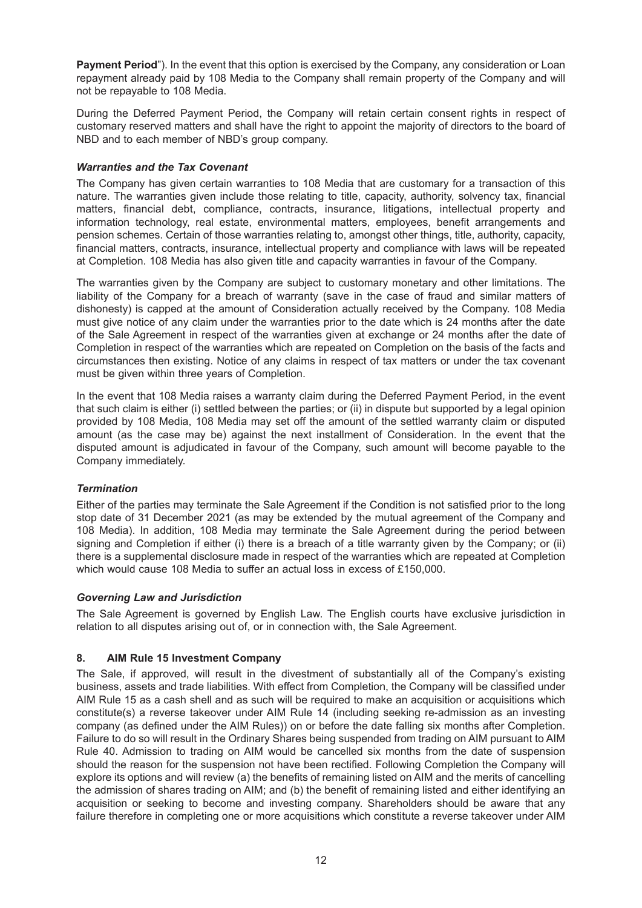**Payment Period**"). In the event that this option is exercised by the Company, any consideration or Loan repayment already paid by 108 Media to the Company shall remain property of the Company and will not be repayable to 108 Media.

During the Deferred Payment Period, the Company will retain certain consent rights in respect of customary reserved matters and shall have the right to appoint the majority of directors to the board of NBD and to each member of NBD's group company.

### *Warranties and the Tax Covenant*

The Company has given certain warranties to 108 Media that are customary for a transaction of this nature. The warranties given include those relating to title, capacity, authority, solvency tax, financial matters, financial debt, compliance, contracts, insurance, litigations, intellectual property and information technology, real estate, environmental matters, employees, benefit arrangements and pension schemes. Certain of those warranties relating to, amongst other things, title, authority, capacity, financial matters, contracts, insurance, intellectual property and compliance with laws will be repeated at Completion. 108 Media has also given title and capacity warranties in favour of the Company.

The warranties given by the Company are subject to customary monetary and other limitations. The liability of the Company for a breach of warranty (save in the case of fraud and similar matters of dishonesty) is capped at the amount of Consideration actually received by the Company. 108 Media must give notice of any claim under the warranties prior to the date which is 24 months after the date of the Sale Agreement in respect of the warranties given at exchange or 24 months after the date of Completion in respect of the warranties which are repeated on Completion on the basis of the facts and circumstances then existing. Notice of any claims in respect of tax matters or under the tax covenant must be given within three years of Completion.

In the event that 108 Media raises a warranty claim during the Deferred Payment Period, in the event that such claim is either (i) settled between the parties; or (ii) in dispute but supported by a legal opinion provided by 108 Media, 108 Media may set off the amount of the settled warranty claim or disputed amount (as the case may be) against the next installment of Consideration. In the event that the disputed amount is adjudicated in favour of the Company, such amount will become payable to the Company immediately.

### *Termination*

Either of the parties may terminate the Sale Agreement if the Condition is not satisfied prior to the long stop date of 31 December 2021 (as may be extended by the mutual agreement of the Company and 108 Media). In addition, 108 Media may terminate the Sale Agreement during the period between signing and Completion if either (i) there is a breach of a title warranty given by the Company; or (ii) there is a supplemental disclosure made in respect of the warranties which are repeated at Completion which would cause 108 Media to suffer an actual loss in excess of £150,000.

### *Governing Law and Jurisdiction*

The Sale Agreement is governed by English Law. The English courts have exclusive jurisdiction in relation to all disputes arising out of, or in connection with, the Sale Agreement.

## 8. AIM Rule 15 Investment Company

The Sale, if approved, will result in the divestment of substantially all of the Company's existing business, assets and trade liabilities. With effect from Completion, the Company will be classified under AIM Rule 15 as a cash shell and as such will be required to make an acquisition or acquisitions which constitute(s) a reverse takeover under AIM Rule 14 (including seeking re-admission as an investing company (as defined under the AIM Rules)) on or before the date falling six months after Completion. Failure to do so will result in the Ordinary Shares being suspended from trading on AIM pursuant to AIM Rule 40. Admission to trading on AIM would be cancelled six months from the date of suspension should the reason for the suspension not have been rectified. Following Completion the Company will explore its options and will review (a) the benefits of remaining listed on AIM and the merits of cancelling the admission of shares trading on AIM; and (b) the benefit of remaining listed and either identifying an acquisition or seeking to become and investing company. Shareholders should be aware that any failure therefore in completing one or more acquisitions which constitute a reverse takeover under AIM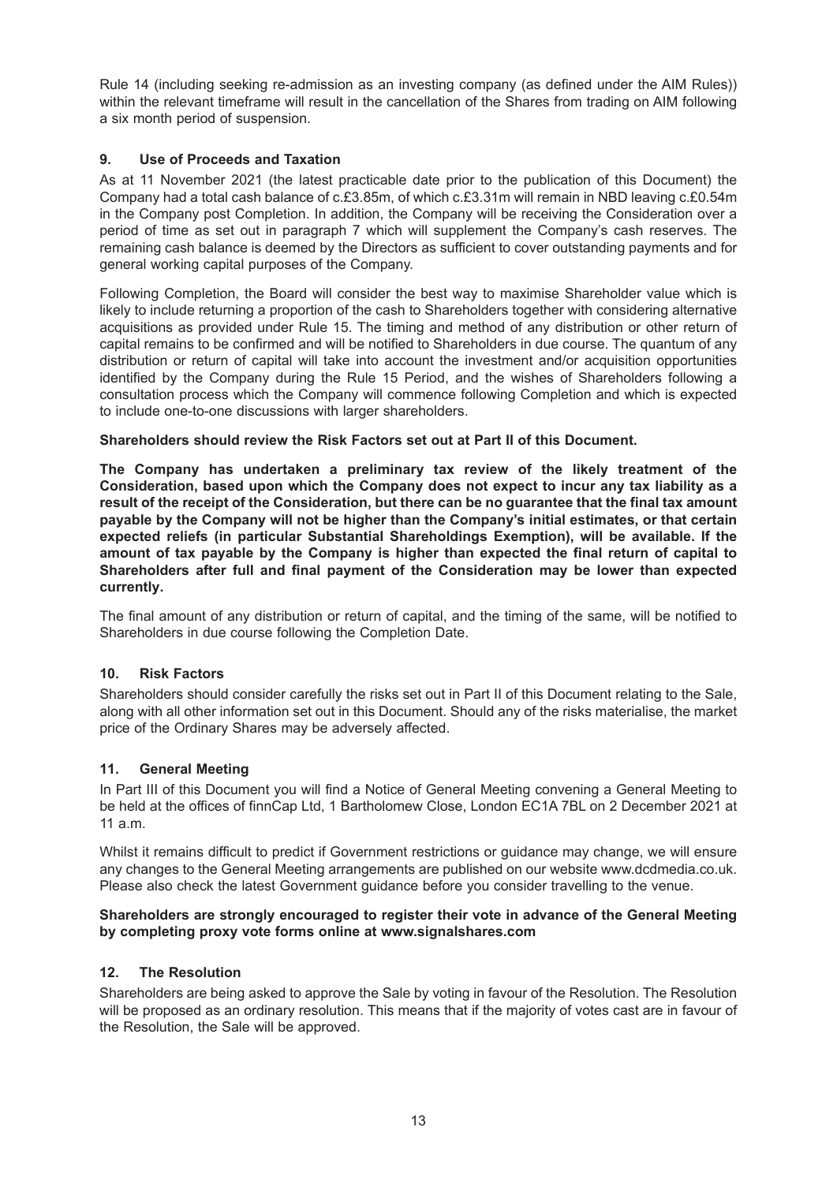Rule 14 (including seeking re-admission as an investing company (as defined under the AIM Rules)) within the relevant timeframe will result in the cancellation of the Shares from trading on AIM following a six month period of suspension.

## 9. Use of Proceeds and Taxation

As at 11 November 2021 (the latest practicable date prior to the publication of this Document) the Company had a total cash balance of c.£3.85m, of which c.£3.31m will remain in NBD leaving c.£0.54m in the Company post Completion. In addition, the Company will be receiving the Consideration over a period of time as set out in paragraph 7 which will supplement the Company's cash reserves. The remaining cash balance is deemed by the Directors as sufficient to cover outstanding payments and for general working capital purposes of the Company.

Following Completion, the Board will consider the best way to maximise Shareholder value which is likely to include returning a proportion of the cash to Shareholders together with considering alternative acquisitions as provided under Rule 15. The timing and method of any distribution or other return of capital remains to be confirmed and will be notified to Shareholders in due course. The quantum of any distribution or return of capital will take into account the investment and/or acquisition opportunities identified by the Company during the Rule 15 Period, and the wishes of Shareholders following a consultation process which the Company will commence following Completion and which is expected to include one-to-one discussions with larger shareholders.

**Shareholders should review the Risk Factors set out at Part II of this Document.**

**The Company has undertaken a preliminary tax review of the likely treatment of the Consideration, based upon which the Company does not expect to incur any tax liability as a result of the receipt of the Consideration, but there can be no guarantee that the final tax amount payable by the Company will not be higher than the Company's initial estimates, or that certain expected reliefs (in particular Substantial Shareholdings Exemption), will be available. If the amount of tax payable by the Company is higher than expected the final return of capital to Shareholders after full and final payment of the Consideration may be lower than expected currently.**

The final amount of any distribution or return of capital, and the timing of the same, will be notified to Shareholders in due course following the Completion Date.

## 10. Risk Factors

Shareholders should consider carefully the risks set out in Part II of this Document relating to the Sale, along with all other information set out in this Document. Should any of the risks materialise, the market price of the Ordinary Shares may be adversely affected.

## 11. General Meeting

In Part III of this Document you will find a Notice of General Meeting convening a General Meeting to be held at the offices of finnCap Ltd, 1 Bartholomew Close, London EC1A 7BL on 2 December 2021 at 11 a.m.

Whilst it remains difficult to predict if Government restrictions or guidance may change, we will ensure any changes to the General Meeting arrangements are published on our website www.dcdmedia.co.uk. Please also check the latest Government guidance before you consider travelling to the venue.

**Shareholders are strongly encouraged to register their vote in advance of the General Meeting by completing proxy vote forms online at www.signalshares.com**

## 12. The Resolution

Shareholders are being asked to approve the Sale by voting in favour of the Resolution. The Resolution will be proposed as an ordinary resolution. This means that if the majority of votes cast are in favour of the Resolution, the Sale will be approved.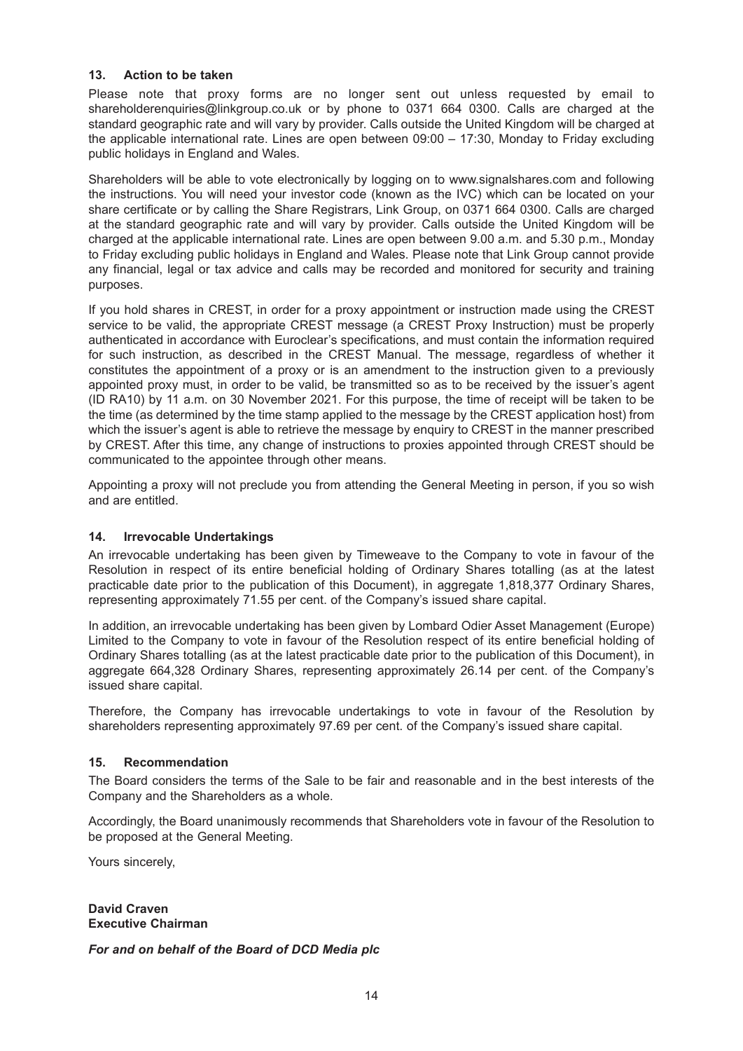### 13. Action to be taken

Please note that proxy forms are no longer sent out unless requested by email to shareholderenquiries@linkgroup.co.uk or by phone to 0371 664 0300. Calls are charged at the standard geographic rate and will vary by provider. Calls outside the United Kingdom will be charged at the applicable international rate. Lines are open between 09:00 – 17:30, Monday to Friday excluding public holidays in England and Wales.

Shareholders will be able to vote electronically by logging on to www.signalshares.com and following the instructions. You will need your investor code (known as the IVC) which can be located on your share certificate or by calling the Share Registrars, Link Group, on 0371 664 0300. Calls are charged at the standard geographic rate and will vary by provider. Calls outside the United Kingdom will be charged at the applicable international rate. Lines are open between 9.00 a.m. and 5.30 p.m., Monday to Friday excluding public holidays in England and Wales. Please note that Link Group cannot provide any financial, legal or tax advice and calls may be recorded and monitored for security and training purposes.

If you hold shares in CREST, in order for a proxy appointment or instruction made using the CREST service to be valid, the appropriate CREST message (a CREST Proxy Instruction) must be properly authenticated in accordance with Euroclear's specifications, and must contain the information required for such instruction, as described in the CREST Manual. The message, regardless of whether it constitutes the appointment of a proxy or is an amendment to the instruction given to a previously appointed proxy must, in order to be valid, be transmitted so as to be received by the issuer's agent (ID RA10) by 11 a.m. on 30 November 2021. For this purpose, the time of receipt will be taken to be the time (as determined by the time stamp applied to the message by the CREST application host) from which the issuer's agent is able to retrieve the message by enquiry to CREST in the manner prescribed by CREST. After this time, any change of instructions to proxies appointed through CREST should be communicated to the appointee through other means.

Appointing a proxy will not preclude you from attending the General Meeting in person, if you so wish and are entitled.

### 14. Irrevocable Undertakings

An irrevocable undertaking has been given by Timeweave to the Company to vote in favour of the Resolution in respect of its entire beneficial holding of Ordinary Shares totalling (as at the latest practicable date prior to the publication of this Document), in aggregate 1,818,377 Ordinary Shares, representing approximately 71.55 per cent. of the Company's issued share capital.

In addition, an irrevocable undertaking has been given by Lombard Odier Asset Management (Europe) Limited to the Company to vote in favour of the Resolution respect of its entire beneficial holding of Ordinary Shares totalling (as at the latest practicable date prior to the publication of this Document), in aggregate 664,328 Ordinary Shares, representing approximately 26.14 per cent. of the Company's issued share capital.

Therefore, the Company has irrevocable undertakings to vote in favour of the Resolution by shareholders representing approximately 97.69 per cent. of the Company's issued share capital.

### 15. Recommendation

The Board considers the terms of the Sale to be fair and reasonable and in the best interests of the Company and the Shareholders as a whole.

Accordingly, the Board unanimously recommends that Shareholders vote in favour of the Resolution to be proposed at the General Meeting.

Yours sincerely,

**David Craven**
**Executive Chairman**

***For and on behalf of the Board of DCD Media plc***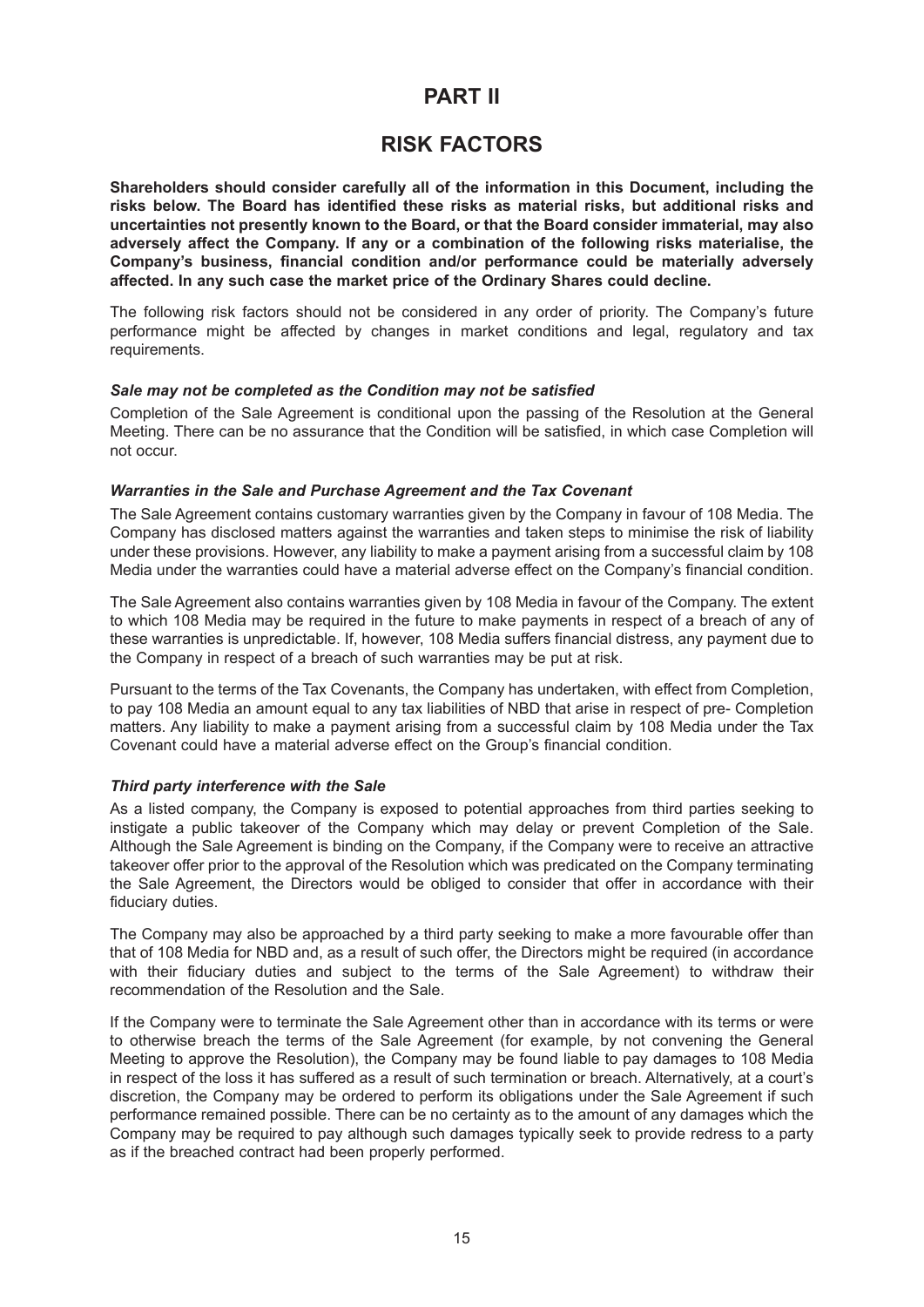# PART II

# RISK FACTORS

**Shareholders should consider carefully all of the information in this Document, including the risks below. The Board has identified these risks as material risks, but additional risks and uncertainties not presently known to the Board, or that the Board consider immaterial, may also adversely affect the Company. If any or a combination of the following risks materialise, the Company's business, financial condition and/or performance could be materially adversely affected. In any such case the market price of the Ordinary Shares could decline.**

The following risk factors should not be considered in any order of priority. The Company's future performance might be affected by changes in market conditions and legal, regulatory and tax requirements.

### *Sale may not be completed as the Condition may not be satisfied*

Completion of the Sale Agreement is conditional upon the passing of the Resolution at the General Meeting. There can be no assurance that the Condition will be satisfied, in which case Completion will not occur.

### *Warranties in the Sale and Purchase Agreement and the Tax Covenant*

The Sale Agreement contains customary warranties given by the Company in favour of 108 Media. The Company has disclosed matters against the warranties and taken steps to minimise the risk of liability under these provisions. However, any liability to make a payment arising from a successful claim by 108 Media under the warranties could have a material adverse effect on the Company's financial condition.

The Sale Agreement also contains warranties given by 108 Media in favour of the Company. The extent to which 108 Media may be required in the future to make payments in respect of a breach of any of these warranties is unpredictable. If, however, 108 Media suffers financial distress, any payment due to the Company in respect of a breach of such warranties may be put at risk.

Pursuant to the terms of the Tax Covenants, the Company has undertaken, with effect from Completion, to pay 108 Media an amount equal to any tax liabilities of NBD that arise in respect of pre- Completion matters. Any liability to make a payment arising from a successful claim by 108 Media under the Tax Covenant could have a material adverse effect on the Group's financial condition.

### *Third party interference with the Sale*

As a listed company, the Company is exposed to potential approaches from third parties seeking to instigate a public takeover of the Company which may delay or prevent Completion of the Sale. Although the Sale Agreement is binding on the Company, if the Company were to receive an attractive takeover offer prior to the approval of the Resolution which was predicated on the Company terminating the Sale Agreement, the Directors would be obliged to consider that offer in accordance with their fiduciary duties.

The Company may also be approached by a third party seeking to make a more favourable offer than that of 108 Media for NBD and, as a result of such offer, the Directors might be required (in accordance with their fiduciary duties and subject to the terms of the Sale Agreement) to withdraw their recommendation of the Resolution and the Sale.

If the Company were to terminate the Sale Agreement other than in accordance with its terms or were to otherwise breach the terms of the Sale Agreement (for example, by not convening the General Meeting to approve the Resolution), the Company may be found liable to pay damages to 108 Media in respect of the loss it has suffered as a result of such termination or breach. Alternatively, at a court's discretion, the Company may be ordered to perform its obligations under the Sale Agreement if such performance remained possible. There can be no certainty as to the amount of any damages which the Company may be required to pay although such damages typically seek to provide redress to a party as if the breached contract had been properly performed.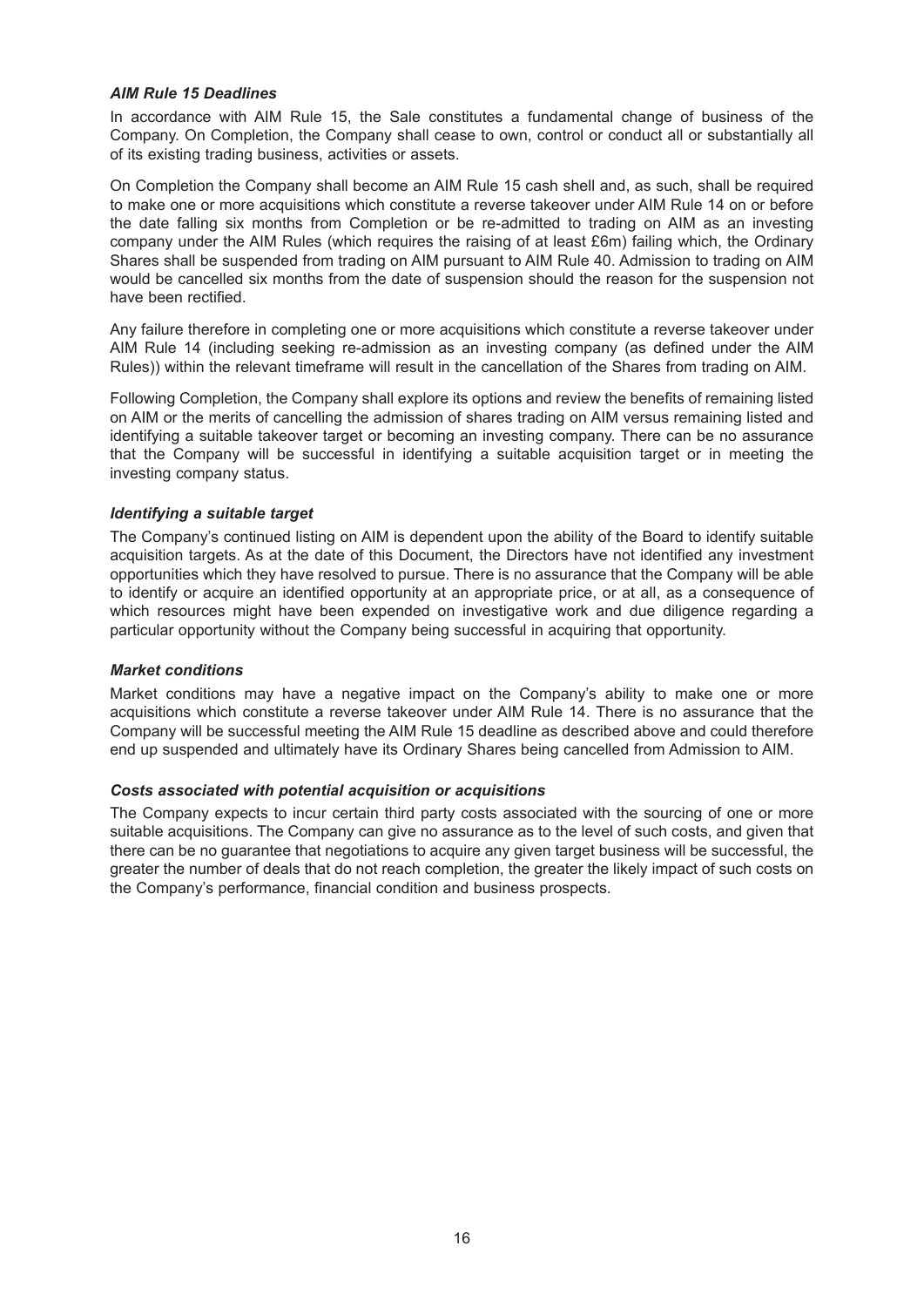### *AIM Rule 15 Deadlines*

In accordance with AIM Rule 15, the Sale constitutes a fundamental change of business of the Company. On Completion, the Company shall cease to own, control or conduct all or substantially all of its existing trading business, activities or assets.

On Completion the Company shall become an AIM Rule 15 cash shell and, as such, shall be required to make one or more acquisitions which constitute a reverse takeover under AIM Rule 14 on or before the date falling six months from Completion or be re-admitted to trading on AIM as an investing company under the AIM Rules (which requires the raising of at least £6m) failing which, the Ordinary Shares shall be suspended from trading on AIM pursuant to AIM Rule 40. Admission to trading on AIM would be cancelled six months from the date of suspension should the reason for the suspension not have been rectified.

Any failure therefore in completing one or more acquisitions which constitute a reverse takeover under AIM Rule 14 (including seeking re-admission as an investing company (as defined under the AIM Rules)) within the relevant timeframe will result in the cancellation of the Shares from trading on AIM.

Following Completion, the Company shall explore its options and review the benefits of remaining listed on AIM or the merits of cancelling the admission of shares trading on AIM versus remaining listed and identifying a suitable takeover target or becoming an investing company. There can be no assurance that the Company will be successful in identifying a suitable acquisition target or in meeting the investing company status.

### *Identifying a suitable target*

The Company's continued listing on AIM is dependent upon the ability of the Board to identify suitable acquisition targets. As at the date of this Document, the Directors have not identified any investment opportunities which they have resolved to pursue. There is no assurance that the Company will be able to identify or acquire an identified opportunity at an appropriate price, or at all, as a consequence of which resources might have been expended on investigative work and due diligence regarding a particular opportunity without the Company being successful in acquiring that opportunity.

### *Market conditions*

Market conditions may have a negative impact on the Company's ability to make one or more acquisitions which constitute a reverse takeover under AIM Rule 14. There is no assurance that the Company will be successful meeting the AIM Rule 15 deadline as described above and could therefore end up suspended and ultimately have its Ordinary Shares being cancelled from Admission to AIM.

### *Costs associated with potential acquisition or acquisitions*

The Company expects to incur certain third party costs associated with the sourcing of one or more suitable acquisitions. The Company can give no assurance as to the level of such costs, and given that there can be no guarantee that negotiations to acquire any given target business will be successful, the greater the number of deals that do not reach completion, the greater the likely impact of such costs on the Company's performance, financial condition and business prospects.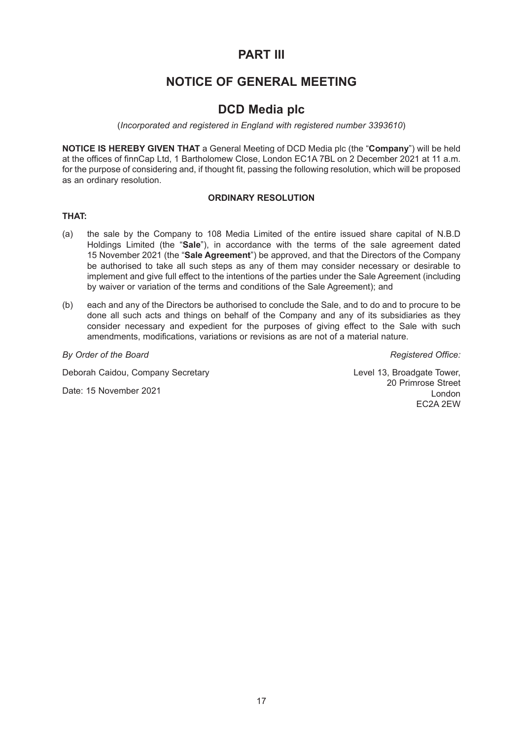# PART III

# NOTICE OF GENERAL MEETING

## DCD Media plc

(*Incorporated and registered in England with registered number 3393610*)

**NOTICE IS HEREBY GIVEN THAT** a General Meeting of DCD Media plc (the "**Company**") will be held at the offices of finnCap Ltd, 1 Bartholomew Close, London EC1A 7BL on 2 December 2021 at 11 a.m. for the purpose of considering and, if thought fit, passing the following resolution, which will be proposed as an ordinary resolution.

**ORDINARY RESOLUTION**

**THAT:**

(a) the sale by the Company to 108 Media Limited of the entire issued share capital of N.B.D Holdings Limited (the "**Sale**"), in accordance with the terms of the sale agreement dated 15 November 2021 (the "**Sale Agreement**") be approved, and that the Directors of the Company be authorised to take all such steps as any of them may consider necessary or desirable to implement and give full effect to the intentions of the parties under the Sale Agreement (including by waiver or variation of the terms and conditions of the Sale Agreement); and

(b) each and any of the Directors be authorised to conclude the Sale, and to do and to procure to be done all such acts and things on behalf of the Company and any of its subsidiaries as they consider necessary and expedient for the purposes of giving effect to the Sale with such amendments, modifications, variations or revisions as are not of a material nature.

*By Order of the Board*

Deborah Caidou, Company Secretary

Date: 15 November 2021

*Registered Office:*

Level 13, Broadgate Tower,
20 Primrose Street
London
EC2A 2EW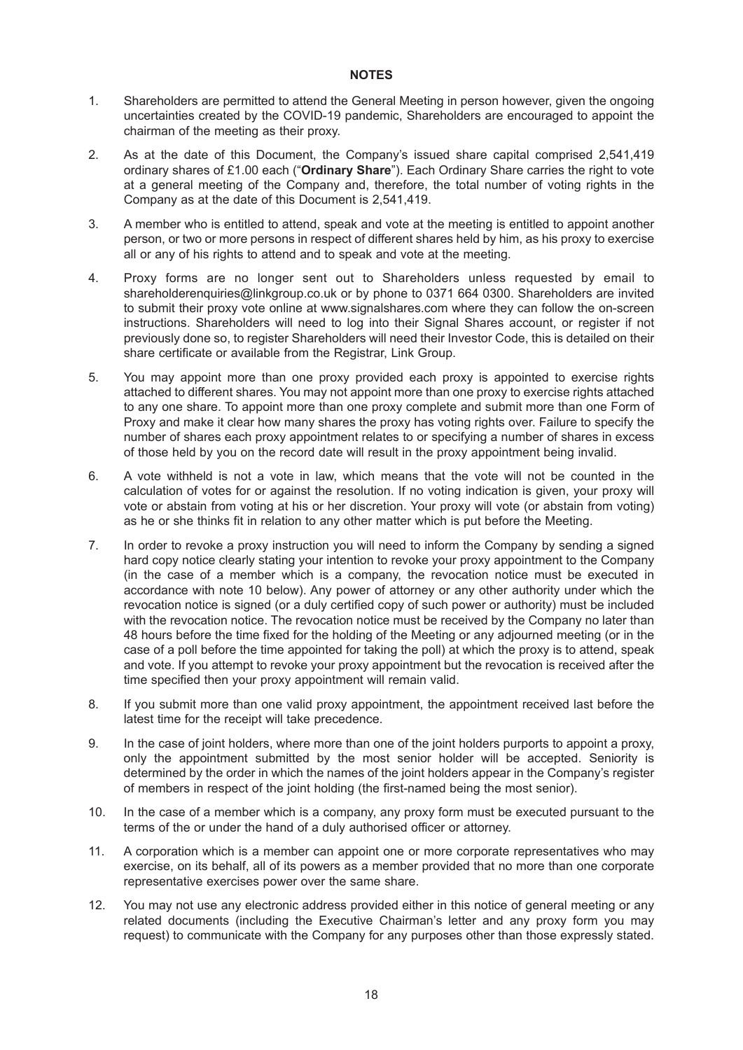## NOTES

1. Shareholders are permitted to attend the General Meeting in person however, given the ongoing uncertainties created by the COVID-19 pandemic, Shareholders are encouraged to appoint the chairman of the meeting as their proxy.

2. As at the date of this Document, the Company's issued share capital comprised 2,541,419 ordinary shares of £1.00 each ("**Ordinary Share**"). Each Ordinary Share carries the right to vote at a general meeting of the Company and, therefore, the total number of voting rights in the Company as at the date of this Document is 2,541,419.

3. A member who is entitled to attend, speak and vote at the meeting is entitled to appoint another person, or two or more persons in respect of different shares held by him, as his proxy to exercise all or any of his rights to attend and to speak and vote at the meeting.

4. Proxy forms are no longer sent out to Shareholders unless requested by email to shareholderenquiries@linkgroup.co.uk or by phone to 0371 664 0300. Shareholders are invited to submit their proxy vote online at www.signalshares.com where they can follow the on-screen instructions. Shareholders will need to log into their Signal Shares account, or register if not previously done so, to register Shareholders will need their Investor Code, this is detailed on their share certificate or available from the Registrar, Link Group.

5. You may appoint more than one proxy provided each proxy is appointed to exercise rights attached to different shares. You may not appoint more than one proxy to exercise rights attached to any one share. To appoint more than one proxy complete and submit more than one Form of Proxy and make it clear how many shares the proxy has voting rights over. Failure to specify the number of shares each proxy appointment relates to or specifying a number of shares in excess of those held by you on the record date will result in the proxy appointment being invalid.

6. A vote withheld is not a vote in law, which means that the vote will not be counted in the calculation of votes for or against the resolution. If no voting indication is given, your proxy will vote or abstain from voting at his or her discretion. Your proxy will vote (or abstain from voting) as he or she thinks fit in relation to any other matter which is put before the Meeting.

7. In order to revoke a proxy instruction you will need to inform the Company by sending a signed hard copy notice clearly stating your intention to revoke your proxy appointment to the Company (in the case of a member which is a company, the revocation notice must be executed in accordance with note 10 below). Any power of attorney or any other authority under which the revocation notice is signed (or a duly certified copy of such power or authority) must be included with the revocation notice. The revocation notice must be received by the Company no later than 48 hours before the time fixed for the holding of the Meeting or any adjourned meeting (or in the case of a poll before the time appointed for taking the poll) at which the proxy is to attend, speak and vote. If you attempt to revoke your proxy appointment but the revocation is received after the time specified then your proxy appointment will remain valid.

8. If you submit more than one valid proxy appointment, the appointment received last before the latest time for the receipt will take precedence.

9. In the case of joint holders, where more than one of the joint holders purports to appoint a proxy, only the appointment submitted by the most senior holder will be accepted. Seniority is determined by the order in which the names of the joint holders appear in the Company's register of members in respect of the joint holding (the first-named being the most senior).

10. In the case of a member which is a company, any proxy form must be executed pursuant to the terms of the or under the hand of a duly authorised officer or attorney.

11. A corporation which is a member can appoint one or more corporate representatives who may exercise, on its behalf, all of its powers as a member provided that no more than one corporate representative exercises power over the same share.

12. You may not use any electronic address provided either in this notice of general meeting or any related documents (including the Executive Chairman's letter and any proxy form you may request) to communicate with the Company for any purposes other than those expressly stated.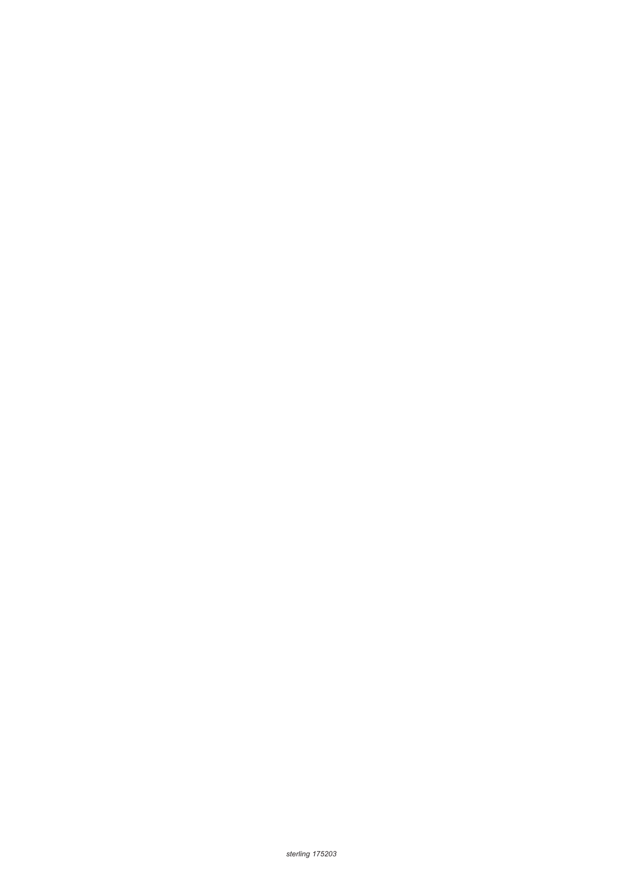*sterling 175203*